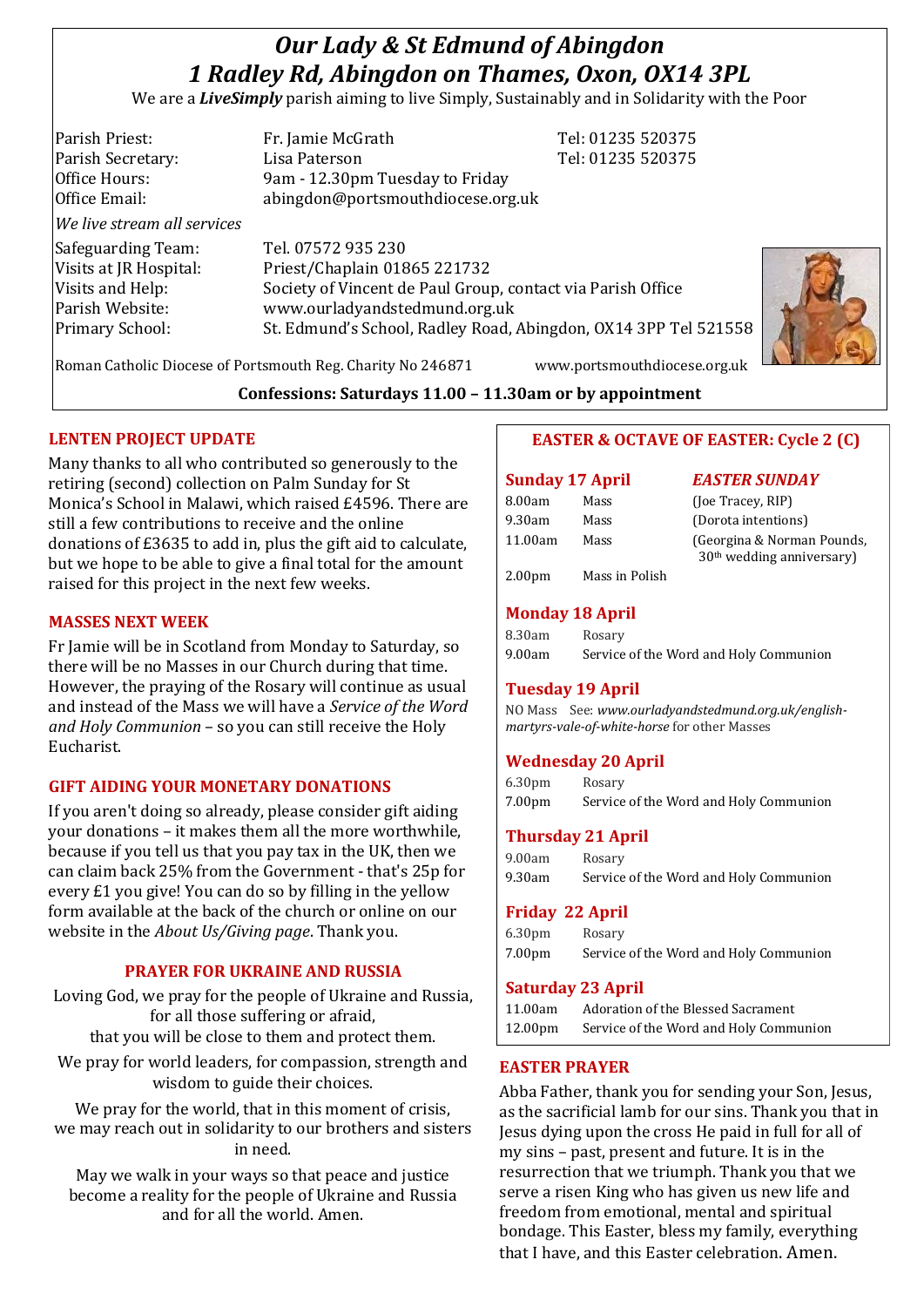# *Our Lady & St Edmund of Abingdon*
# *1 Radley Rd, Abingdon on Thames, Oxon, OX14 3PL*

We are a ***LiveSimply*** parish aiming to live Simply, Sustainably and in Solidarity with the Poor

| | | |
|---|---|---|
| Parish Priest: | Fr. Jamie McGrath | Tel: 01235 520375 |
| Parish Secretary: | Lisa Paterson | Tel: 01235 520375 |
| Office Hours: | 9am - 12.30pm Tuesday to Friday | |
| Office Email: | abingdon@portsmouthdiocese.org.uk | |

*We live stream all services*

| | |
|---|---|
| Safeguarding Team: | Tel. 07572 935 230 |
| Visits at JR Hospital: | Priest/Chaplain 01865 221732 |
| Visits and Help: | Society of Vincent de Paul Group, contact via Parish Office |
| Parish Website: | www.ourladyandstedmund.org.uk |
| Primary School: | St. Edmund's School, Radley Road, Abingdon, OX14 3PP Tel 521558 |

Roman Catholic Diocese of Portsmouth Reg. Charity No 246871 www.portsmouthdiocese.org.uk

**Confessions: Saturdays 11.00 – 11.30am or by appointment**

## LENTEN PROJECT UPDATE

Many thanks to all who contributed so generously to the retiring (second) collection on Palm Sunday for St Monica's School in Malawi, which raised £4596. There are still a few contributions to receive and the online donations of £3635 to add in, plus the gift aid to calculate, but we hope to be able to give a final total for the amount raised for this project in the next few weeks.

## MASSES NEXT WEEK

Fr Jamie will be in Scotland from Monday to Saturday, so there will be no Masses in our Church during that time. However, the praying of the Rosary will continue as usual and instead of the Mass we will have a *Service of the Word and Holy Communion* – so you can still receive the Holy Eucharist.

## GIFT AIDING YOUR MONETARY DONATIONS

If you aren't doing so already, please consider gift aiding your donations – it makes them all the more worthwhile, because if you tell us that you pay tax in the UK, then we can claim back 25% from the Government - that's 25p for every £1 you give! You can do so by filling in the yellow form available at the back of the church or online on our website in the *About Us/Giving page*. Thank you.

## PRAYER FOR UKRAINE AND RUSSIA

Loving God, we pray for the people of Ukraine and Russia, for all those suffering or afraid, that you will be close to them and protect them.

We pray for world leaders, for compassion, strength and wisdom to guide their choices.

We pray for the world, that in this moment of crisis, we may reach out in solidarity to our brothers and sisters in need.

May we walk in your ways so that peace and justice become a reality for the people of Ukraine and Russia and for all the world. Amen.

## EASTER & OCTAVE OF EASTER: Cycle 2 (C)

### Sunday 17 April — *EASTER SUNDAY*

| | | |
|---|---|---|
| 8.00am | Mass | (Joe Tracey, RIP) |
| 9.30am | Mass | (Dorota intentions) |
| 11.00am | Mass | (Georgina & Norman Pounds, 30th wedding anniversary) |
| 2.00pm | Mass in Polish | |

### Monday 18 April

| | |
|---|---|
| 8.30am | Rosary |
| 9.00am | Service of the Word and Holy Communion |

### Tuesday 19 April

NO Mass See: *www.ourladyandstedmund.org.uk/english-martyrs-vale-of-white-horse* for other Masses

### Wednesday 20 April

| | |
|---|---|
| 6.30pm | Rosary |
| 7.00pm | Service of the Word and Holy Communion |

### Thursday 21 April

| | |
|---|---|
| 9.00am | Rosary |
| 9.30am | Service of the Word and Holy Communion |

### Friday 22 April

| | |
|---|---|
| 6.30pm | Rosary |
| 7.00pm | Service of the Word and Holy Communion |

### Saturday 23 April

| | |
|---|---|
| 11.00am | Adoration of the Blessed Sacrament |
| 12.00pm | Service of the Word and Holy Communion |

## EASTER PRAYER

Abba Father, thank you for sending your Son, Jesus, as the sacrificial lamb for our sins. Thank you that in Jesus dying upon the cross He paid in full for all of my sins – past, present and future. It is in the resurrection that we triumph. Thank you that we serve a risen King who has given us new life and freedom from emotional, mental and spiritual bondage. This Easter, bless my family, everything that I have, and this Easter celebration. Amen.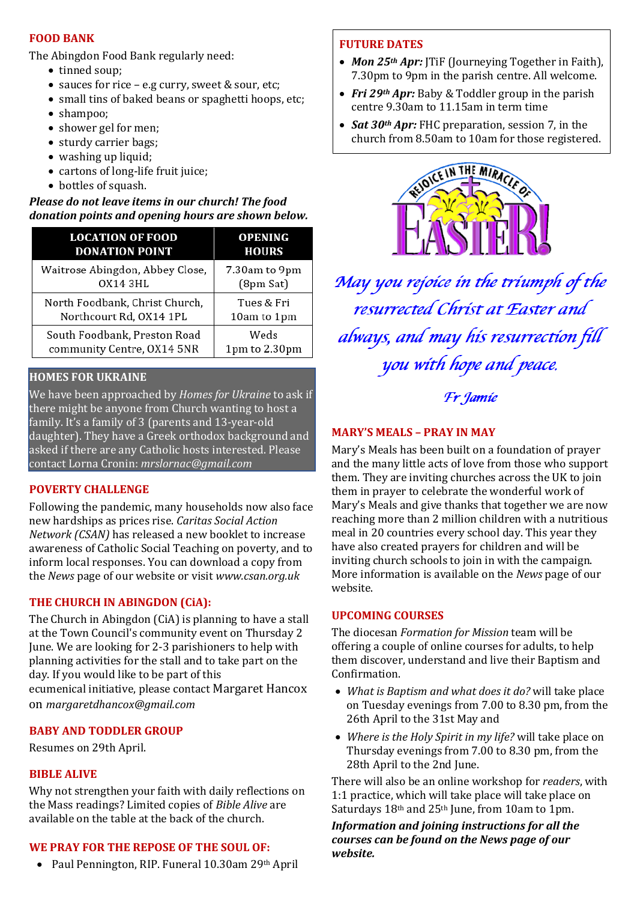## FOOD BANK

The Abingdon Food Bank regularly need:

- tinned soup;
- sauces for rice – e.g curry, sweet & sour, etc;
- small tins of baked beans or spaghetti hoops, etc;
- shampoo;
- shower gel for men;
- sturdy carrier bags;
- washing up liquid;
- cartons of long-life fruit juice;
- bottles of squash.

***Please do not leave items in our church! The food donation points and opening hours are shown below.***

| LOCATION OF FOOD DONATION POINT | OPENING HOURS |
|---|---|
| Waitrose Abingdon, Abbey Close, OX14 3HL | 7.30am to 9pm (8pm Sat) |
| North Foodbank, Christ Church, Northcourt Rd, OX14 1PL | Tues & Fri 10am to 1pm |
| South Foodbank, Preston Road community Centre, OX14 5NR | Weds 1pm to 2.30pm |

## HOMES FOR UKRAINE

We have been approached by *Homes for Ukraine* to ask if there might be anyone from Church wanting to host a family. It's a family of 3 (parents and 13-year-old daughter). They have a Greek orthodox background and asked if there are any Catholic hosts interested. Please contact Lorna Cronin: *mrslornac@gmail.com*

## POVERTY CHALLENGE

Following the pandemic, many households now also face new hardships as prices rise. *Caritas Social Action Network (CSAN)* has released a new booklet to increase awareness of Catholic Social Teaching on poverty, and to inform local responses. You can download a copy from the *News* page of our website or visit *www.csan.org.uk*

## THE CHURCH IN ABINGDON (CiA):

The Church in Abingdon (CiA) is planning to have a stall at the Town Council's community event on Thursday 2 June. We are looking for 2-3 parishioners to help with planning activities for the stall and to take part on the day. If you would like to be part of this ecumenical initiative, please contact Margaret Hancox on *margaretdhancox@gmail.com*

## BABY AND TODDLER GROUP

Resumes on 29th April.

## BIBLE ALIVE

Why not strengthen your faith with daily reflections on the Mass readings? Limited copies of *Bible Alive* are available on the table at the back of the church.

## WE PRAY FOR THE REPOSE OF THE SOUL OF:

- Paul Pennington, RIP. Funeral 10.30am 29th April

## FUTURE DATES

- ***Mon 25th Apr:*** JTiF (Journeying Together in Faith), 7.30pm to 9pm in the parish centre. All welcome.
- ***Fri 29th Apr:*** Baby & Toddler group in the parish centre 9.30am to 11.15am in term time
- ***Sat 30th Apr:*** FHC preparation, session 7, in the church from 8.50am to 10am for those registered.

REJOICE IN THE MIRACLE OF EASTER!

*May you rejoice in the triumph of the resurrected Christ at Easter and always, and may his resurrection fill you with hope and peace.*

*Fr Jamie*

## MARY'S MEALS – PRAY IN MAY

Mary's Meals has been built on a foundation of prayer and the many little acts of love from those who support them. They are inviting churches across the UK to join them in prayer to celebrate the wonderful work of Mary's Meals and give thanks that together we are now reaching more than 2 million children with a nutritious meal in 20 countries every school day. This year they have also created prayers for children and will be inviting church schools to join in with the campaign. More information is available on the *News* page of our website.

## UPCOMING COURSES

The diocesan *Formation for Mission* team will be offering a couple of online courses for adults, to help them discover, understand and live their Baptism and Confirmation.

- *What is Baptism and what does it do?* will take place on Tuesday evenings from 7.00 to 8.30 pm, from the 26th April to the 31st May and
- *Where is the Holy Spirit in my life?* will take place on Thursday evenings from 7.00 to 8.30 pm, from the 28th April to the 2nd June.

There will also be an online workshop for *readers*, with 1:1 practice, which will take place will take place on Saturdays 18th and 25th June, from 10am to 1pm.

***Information and joining instructions for all the courses can be found on the News page of our website.***